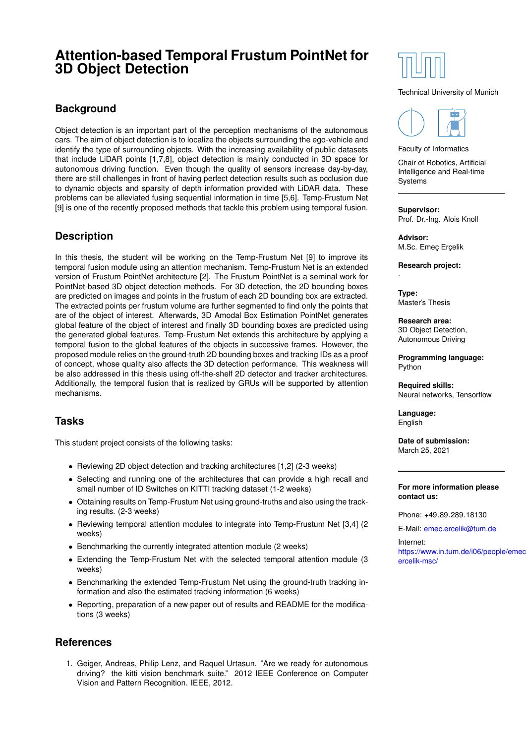# Attention-based Temporal Frustum PointNet for 3D Object Detection

## Background

Object detection is an important part of the perception mechanisms of the autonomous cars. The aim of object detection is to localize the objects surrounding the ego-vehicle and identify the type of surrounding objects. With the increasing availability of public datasets that include LiDAR points [1,7,8], object detection is mainly conducted in 3D space for autonomous driving function. Even though the quality of sensors increase day-by-day, there are still challenges in front of having perfect detection results such as occlusion due to dynamic objects and sparsity of depth information provided with LiDAR data. These problems can be alleviated fusing sequential information in time [5,6]. Temp-Frustum Net [9] is one of the recently proposed methods that tackle this problem using temporal fusion.

## Description

In this thesis, the student will be working on the Temp-Frustum Net [9] to improve its temporal fusion module using an attention mechanism. Temp-Frustum Net is an extended version of Frustum PointNet architecture [2]. The Frustum PointNet is a seminal work for PointNet-based 3D object detection methods. For 3D detection, the 2D bounding boxes are predicted on images and points in the frustum of each 2D bounding box are extracted. The extracted points per frustum volume are further segmented to find only the points that are of the object of interest. Afterwards, 3D Amodal Box Estimation PointNet generates global feature of the object of interest and finally 3D bounding boxes are predicted using the generated global features. Temp-Frustum Net extends this architecture by applying a temporal fusion to the global features of the objects in successive frames. However, the proposed module relies on the ground-truth 2D bounding boxes and tracking IDs as a proof of concept, whose quality also affects the 3D detection performance. This weakness will be also addressed in this thesis using off-the-shelf 2D detector and tracker architectures. Additionally, the temporal fusion that is realized by GRUs will be supported by attention mechanisms.

## Tasks

This student project consists of the following tasks:

- Reviewing 2D object detection and tracking architectures [1,2] (2-3 weeks)
- Selecting and running one of the architectures that can provide a high recall and small number of ID Switches on KITTI tracking dataset (1-2 weeks)
- Obtaining results on Temp-Frustum Net using ground-truths and also using the tracking results. (2-3 weeks)
- Reviewing temporal attention modules to integrate into Temp-Frustum Net [3,4] (2 weeks)
- Benchmarking the currently integrated attention module (2 weeks)
- Extending the Temp-Frustum Net with the selected temporal attention module (3 weeks)
- Benchmarking the extended Temp-Frustum Net using the ground-truth tracking information and also the estimated tracking information (6 weeks)
- Reporting, preparation of a new paper out of results and README for the modifications (3 weeks)

## References

1. Geiger, Andreas, Philip Lenz, and Raquel Urtasun. "Are we ready for autonomous driving? the kitti vision benchmark suite." 2012 IEEE Conference on Computer Vision and Pattern Recognition. IEEE, 2012.

---

Technical University of Munich

Faculty of Informatics

Chair of Robotics, Artificial Intelligence and Real-time Systems

**Supervisor:**
Prof. Dr.-Ing. Alois Knoll

**Advisor:**
M.Sc. Emeç Erçelik

**Research project:**
-

**Type:**
Master's Thesis

**Research area:**
3D Object Detection, Autonomous Driving

**Programming language:**
Python

**Required skills:**
Neural networks, Tensorflow

**Language:**
English

**Date of submission:**
March 25, 2021

**For more information please contact us:**

Phone: +49.89.289.18130

E-Mail: emec.ercelik@tum.de

Internet:
https://www.in.tum.de/i06/people/emec-ercelik-msc/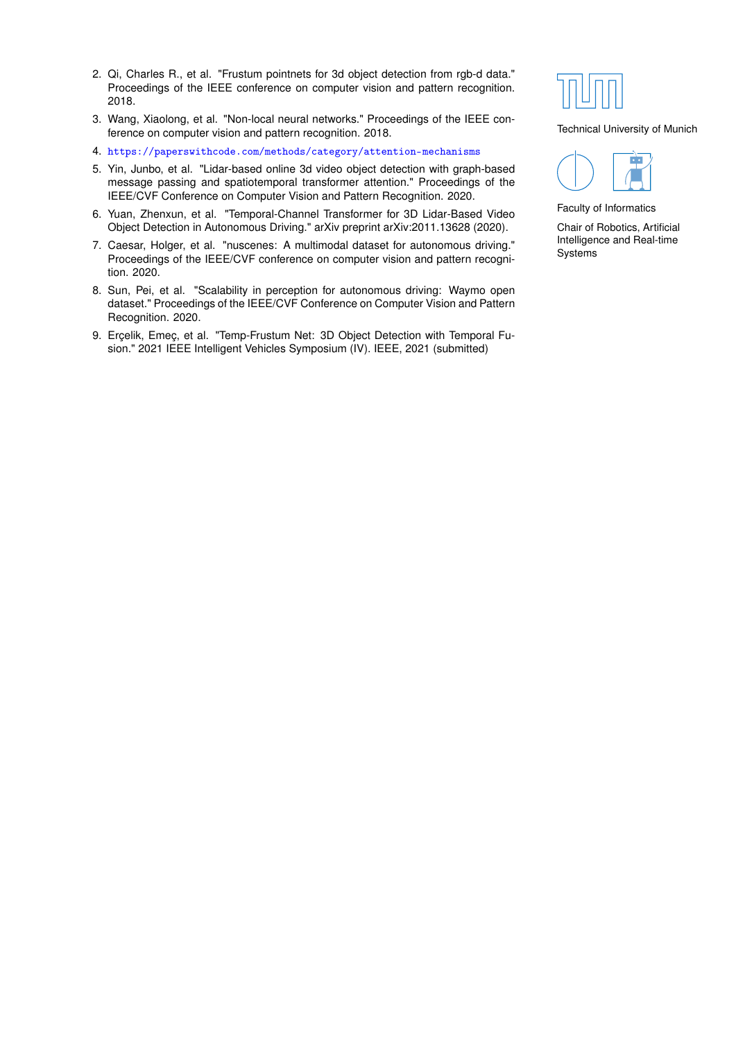2. Qi, Charles R., et al. "Frustum pointnets for 3d object detection from rgb-d data." Proceedings of the IEEE conference on computer vision and pattern recognition. 2018.
3. Wang, Xiaolong, et al. "Non-local neural networks." Proceedings of the IEEE conference on computer vision and pattern recognition. 2018.
4. https://paperswithcode.com/methods/category/attention-mechanisms
5. Yin, Junbo, et al. "Lidar-based online 3d video object detection with graph-based message passing and spatiotemporal transformer attention." Proceedings of the IEEE/CVF Conference on Computer Vision and Pattern Recognition. 2020.
6. Yuan, Zhenxun, et al. "Temporal-Channel Transformer for 3D Lidar-Based Video Object Detection in Autonomous Driving." arXiv preprint arXiv:2011.13628 (2020).
7. Caesar, Holger, et al. "nuscenes: A multimodal dataset for autonomous driving." Proceedings of the IEEE/CVF conference on computer vision and pattern recognition. 2020.
8. Sun, Pei, et al. "Scalability in perception for autonomous driving: Waymo open dataset." Proceedings of the IEEE/CVF Conference on Computer Vision and Pattern Recognition. 2020.
9. Erçelik, Emeç, et al. "Temp-Frustum Net: 3D Object Detection with Temporal Fusion." 2021 IEEE Intelligent Vehicles Symposium (IV). IEEE, 2021 (submitted)

Technical University of Munich

Faculty of Informatics

Chair of Robotics, Artificial Intelligence and Real-time Systems